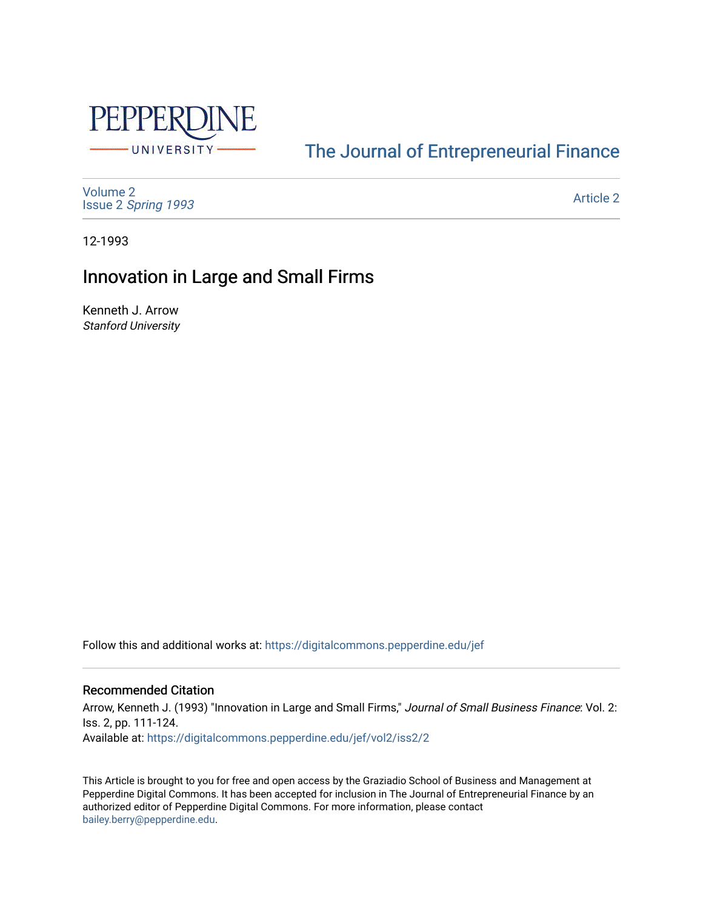PEPPERDINE UNIVERSITY

The Journal of Entrepreneurial Finance

Volume 2
Issue 2 *Spring 1993*

Article 2

12-1993

# Innovation in Large and Small Firms

Kenneth J. Arrow
*Stanford University*

Follow this and additional works at: https://digitalcommons.pepperdine.edu/jef

## Recommended Citation

Arrow, Kenneth J. (1993) "Innovation in Large and Small Firms," *Journal of Small Business Finance*: Vol. 2: Iss. 2, pp. 111-124.
Available at: https://digitalcommons.pepperdine.edu/jef/vol2/iss2/2

This Article is brought to you for free and open access by the Graziadio School of Business and Management at Pepperdine Digital Commons. It has been accepted for inclusion in The Journal of Entrepreneurial Finance by an authorized editor of Pepperdine Digital Commons. For more information, please contact bailey.berry@pepperdine.edu.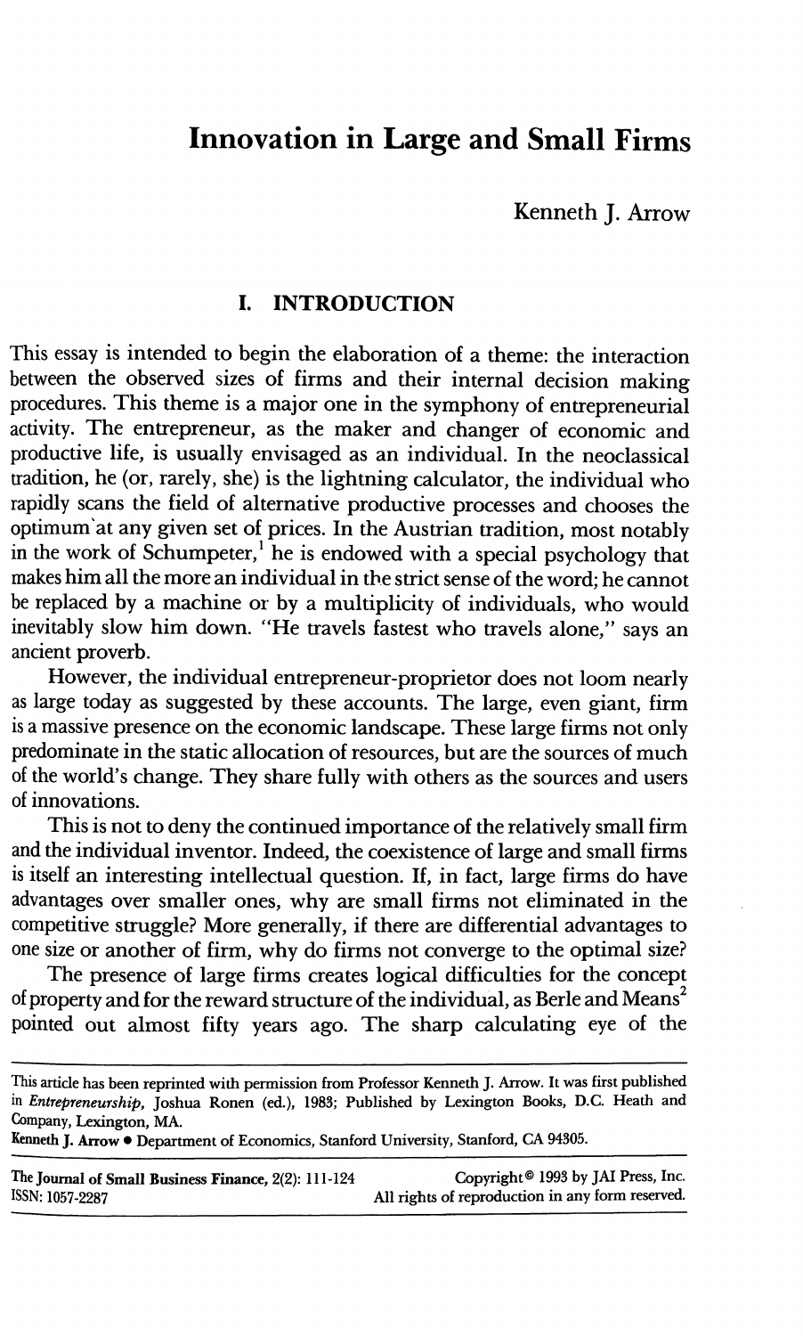# Innovation in Large and Small Firms

Kenneth J. Arrow

## I. INTRODUCTION

This essay is intended to begin the elaboration of a theme: the interaction between the observed sizes of firms and their internal decision making procedures. This theme is a major one in the symphony of entrepreneurial activity. The entrepreneur, as the maker and changer of economic and productive life, is usually envisaged as an individual. In the neoclassical tradition, he (or, rarely, she) is the lightning calculator, the individual who rapidly scans the field of alternative productive processes and chooses the optimum at any given set of prices. In the Austrian tradition, most notably in the work of Schumpeter,[1] he is endowed with a special psychology that makes him all the more an individual in the strict sense of the word; he cannot be replaced by a machine or by a multiplicity of individuals, who would inevitably slow him down. "He travels fastest who travels alone," says an ancient proverb.

However, the individual entrepreneur-proprietor does not loom nearly as large today as suggested by these accounts. The large, even giant, firm is a massive presence on the economic landscape. These large firms not only predominate in the static allocation of resources, but are the sources of much of the world's change. They share fully with others as the sources and users of innovations.

This is not to deny the continued importance of the relatively small firm and the individual inventor. Indeed, the coexistence of large and small firms is itself an interesting intellectual question. If, in fact, large firms do have advantages over smaller ones, why are small firms not eliminated in the competitive struggle? More generally, if there are differential advantages to one size or another of firm, why do firms not converge to the optimal size?

The presence of large firms creates logical difficulties for the concept of property and for the reward structure of the individual, as Berle and Means[2] pointed out almost fifty years ago. The sharp calculating eye of the

---

This article has been reprinted with permission from Professor Kenneth J. Arrow. It was first published in *Entrepreneurship*, Joshua Ronen (ed.), 1983; Published by Lexington Books, D.C. Heath and Company, Lexington, MA.

Kenneth J. Arrow • Department of Economics, Stanford University, Stanford, CA 94305.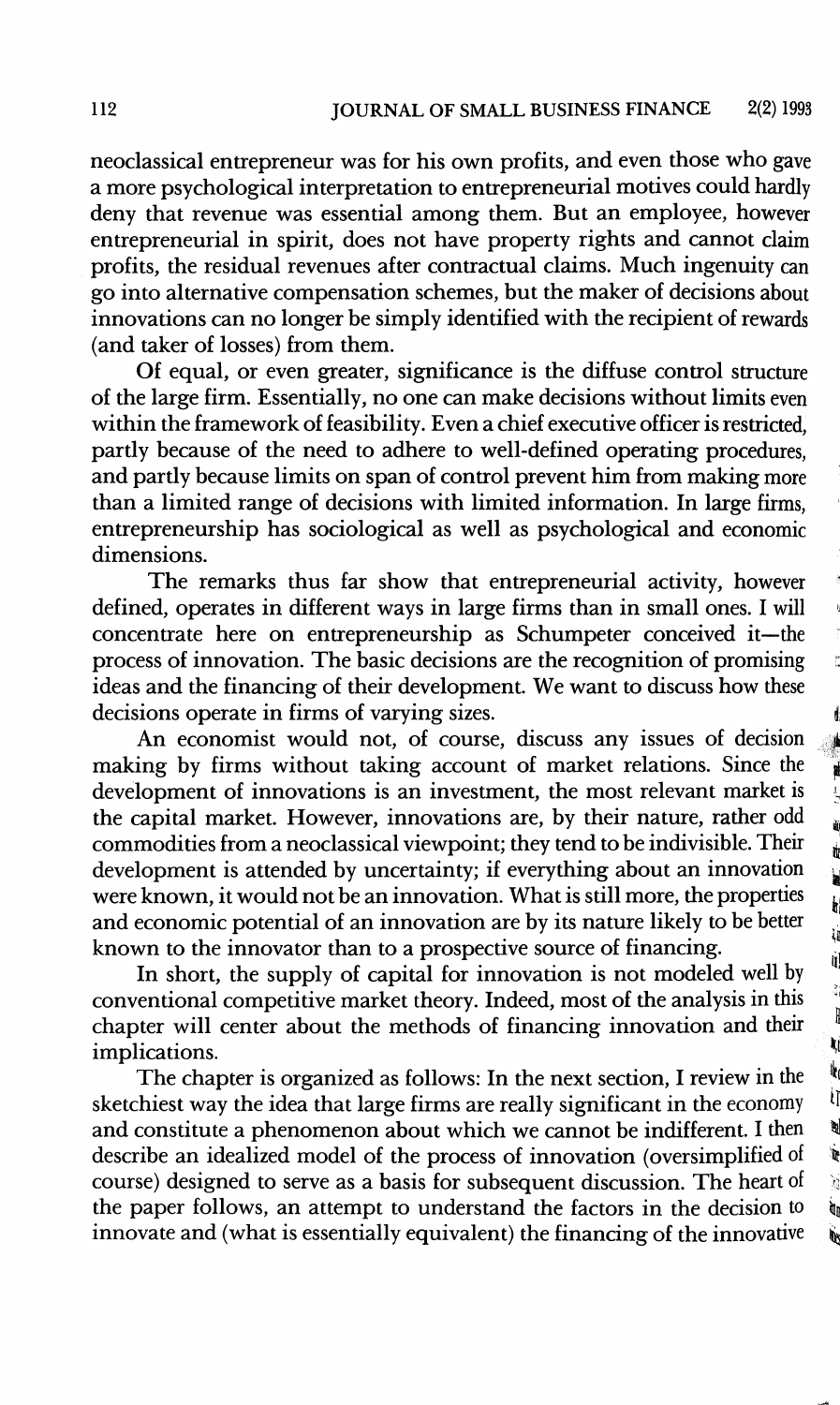neoclassical entrepreneur was for his own profits, and even those who gave a more psychological interpretation to entrepreneurial motives could hardly deny that revenue was essential among them. But an employee, however entrepreneurial in spirit, does not have property rights and cannot claim profits, the residual revenues after contractual claims. Much ingenuity can go into alternative compensation schemes, but the maker of decisions about innovations can no longer be simply identified with the recipient of rewards (and taker of losses) from them.

Of equal, or even greater, significance is the diffuse control structure of the large firm. Essentially, no one can make decisions without limits even within the framework of feasibility. Even a chief executive officer is restricted, partly because of the need to adhere to well-defined operating procedures, and partly because limits on span of control prevent him from making more than a limited range of decisions with limited information. In large firms, entrepreneurship has sociological as well as psychological and economic dimensions.

The remarks thus far show that entrepreneurial activity, however defined, operates in different ways in large firms than in small ones. I will concentrate here on entrepreneurship as Schumpeter conceived it—the process of innovation. The basic decisions are the recognition of promising ideas and the financing of their development. We want to discuss how these decisions operate in firms of varying sizes.

An economist would not, of course, discuss any issues of decision making by firms without taking account of market relations. Since the development of innovations is an investment, the most relevant market is the capital market. However, innovations are, by their nature, rather odd commodities from a neoclassical viewpoint; they tend to be indivisible. Their development is attended by uncertainty; if everything about an innovation were known, it would not be an innovation. What is still more, the properties and economic potential of an innovation are by its nature likely to be better known to the innovator than to a prospective source of financing.

In short, the supply of capital for innovation is not modeled well by conventional competitive market theory. Indeed, most of the analysis in this chapter will center about the methods of financing innovation and their implications.

The chapter is organized as follows: In the next section, I review in the sketchiest way the idea that large firms are really significant in the economy and constitute a phenomenon about which we cannot be indifferent. I then describe an idealized model of the process of innovation (oversimplified of course) designed to serve as a basis for subsequent discussion. The heart of the paper follows, an attempt to understand the factors in the decision to innovate and (what is essentially equivalent) the financing of the innovative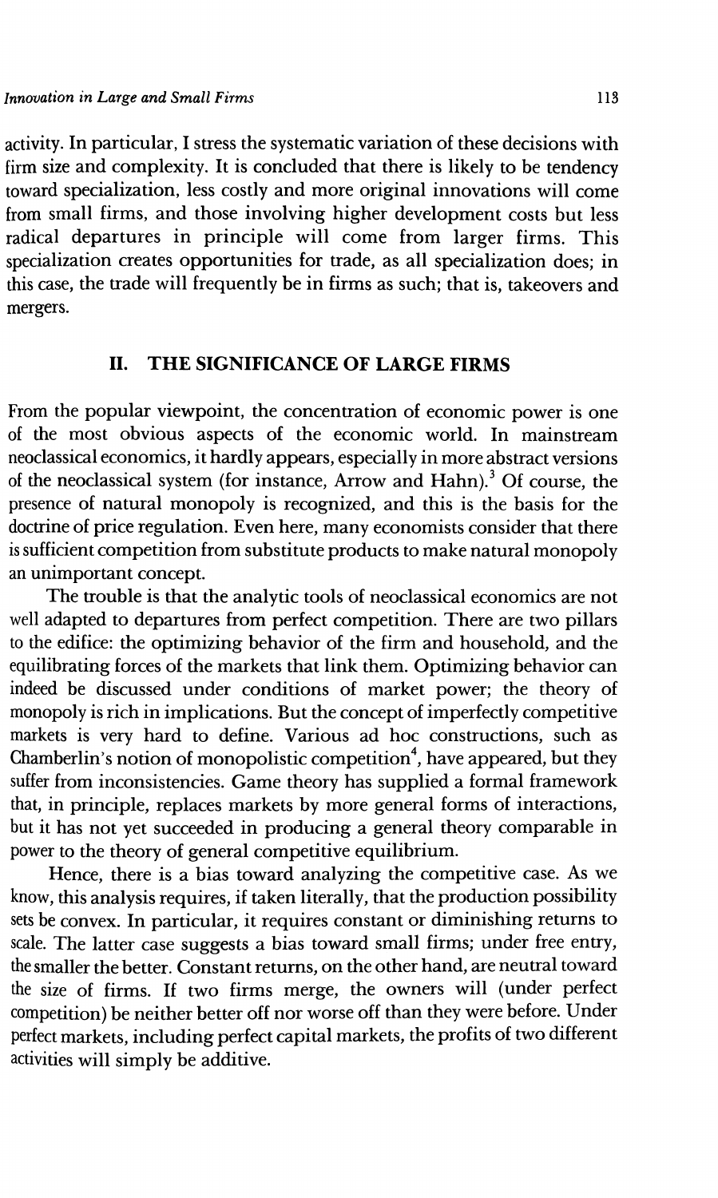activity. In particular, I stress the systematic variation of these decisions with firm size and complexity. It is concluded that there is likely to be tendency toward specialization, less costly and more original innovations will come from small firms, and those involving higher development costs but less radical departures in principle will come from larger firms. This specialization creates opportunities for trade, as all specialization does; in this case, the trade will frequently be in firms as such; that is, takeovers and mergers.

## II. THE SIGNIFICANCE OF LARGE FIRMS

From the popular viewpoint, the concentration of economic power is one of the most obvious aspects of the economic world. In mainstream neoclassical economics, it hardly appears, especially in more abstract versions of the neoclassical system (for instance, Arrow and Hahn).[3] Of course, the presence of natural monopoly is recognized, and this is the basis for the doctrine of price regulation. Even here, many economists consider that there is sufficient competition from substitute products to make natural monopoly an unimportant concept.

The trouble is that the analytic tools of neoclassical economics are not well adapted to departures from perfect competition. There are two pillars to the edifice: the optimizing behavior of the firm and household, and the equilibrating forces of the markets that link them. Optimizing behavior can indeed be discussed under conditions of market power; the theory of monopoly is rich in implications. But the concept of imperfectly competitive markets is very hard to define. Various ad hoc constructions, such as Chamberlin's notion of monopolistic competition[4], have appeared, but they suffer from inconsistencies. Game theory has supplied a formal framework that, in principle, replaces markets by more general forms of interactions, but it has not yet succeeded in producing a general theory comparable in power to the theory of general competitive equilibrium.

Hence, there is a bias toward analyzing the competitive case. As we know, this analysis requires, if taken literally, that the production possibility sets be convex. In particular, it requires constant or diminishing returns to scale. The latter case suggests a bias toward small firms; under free entry, the smaller the better. Constant returns, on the other hand, are neutral toward the size of firms. If two firms merge, the owners will (under perfect competition) be neither better off nor worse off than they were before. Under perfect markets, including perfect capital markets, the profits of two different activities will simply be additive.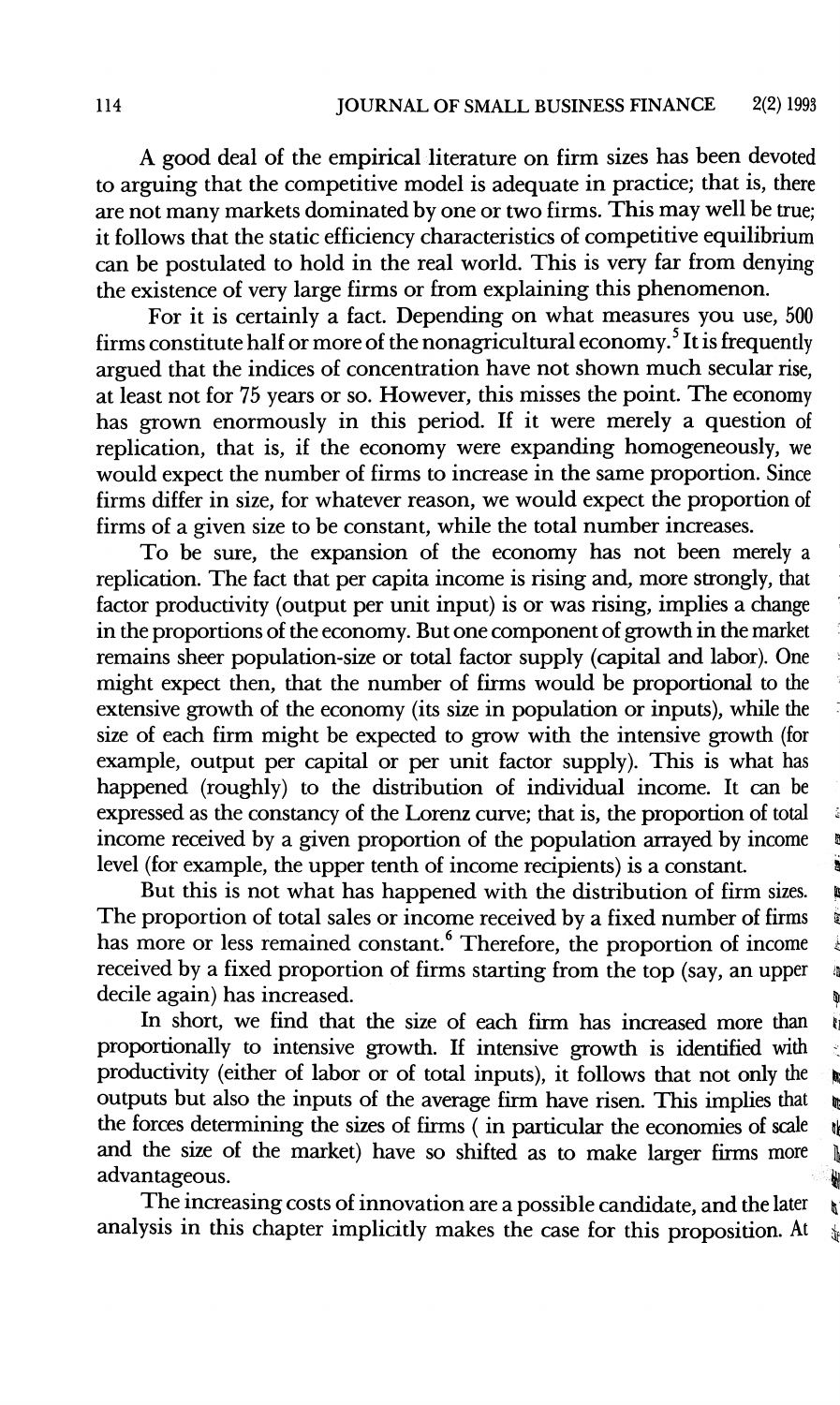A good deal of the empirical literature on firm sizes has been devoted to arguing that the competitive model is adequate in practice; that is, there are not many markets dominated by one or two firms. This may well be true; it follows that the static efficiency characteristics of competitive equilibrium can be postulated to hold in the real world. This is very far from denying the existence of very large firms or from explaining this phenomenon.

For it is certainly a fact. Depending on what measures you use, 500 firms constitute half or more of the nonagricultural economy.[5] It is frequently argued that the indices of concentration have not shown much secular rise, at least not for 75 years or so. However, this misses the point. The economy has grown enormously in this period. If it were merely a question of replication, that is, if the economy were expanding homogeneously, we would expect the number of firms to increase in the same proportion. Since firms differ in size, for whatever reason, we would expect the proportion of firms of a given size to be constant, while the total number increases.

To be sure, the expansion of the economy has not been merely a replication. The fact that per capita income is rising and, more strongly, that factor productivity (output per unit input) is or was rising, implies a change in the proportions of the economy. But one component of growth in the market remains sheer population-size or total factor supply (capital and labor). One might expect then, that the number of firms would be proportional to the extensive growth of the economy (its size in population or inputs), while the size of each firm might be expected to grow with the intensive growth (for example, output per capital or per unit factor supply). This is what has happened (roughly) to the distribution of individual income. It can be expressed as the constancy of the Lorenz curve; that is, the proportion of total income received by a given proportion of the population arrayed by income level (for example, the upper tenth of income recipients) is a constant.

But this is not what has happened with the distribution of firm sizes. The proportion of total sales or income received by a fixed number of firms has more or less remained constant.[6] Therefore, the proportion of income received by a fixed proportion of firms starting from the top (say, an upper decile again) has increased.

In short, we find that the size of each firm has increased more than proportionally to intensive growth. If intensive growth is identified with productivity (either of labor or of total inputs), it follows that not only the outputs but also the inputs of the average firm have risen. This implies that the forces determining the sizes of firms ( in particular the economies of scale and the size of the market) have so shifted as to make larger firms more advantageous.

The increasing costs of innovation are a possible candidate, and the later analysis in this chapter implicitly makes the case for this proposition. At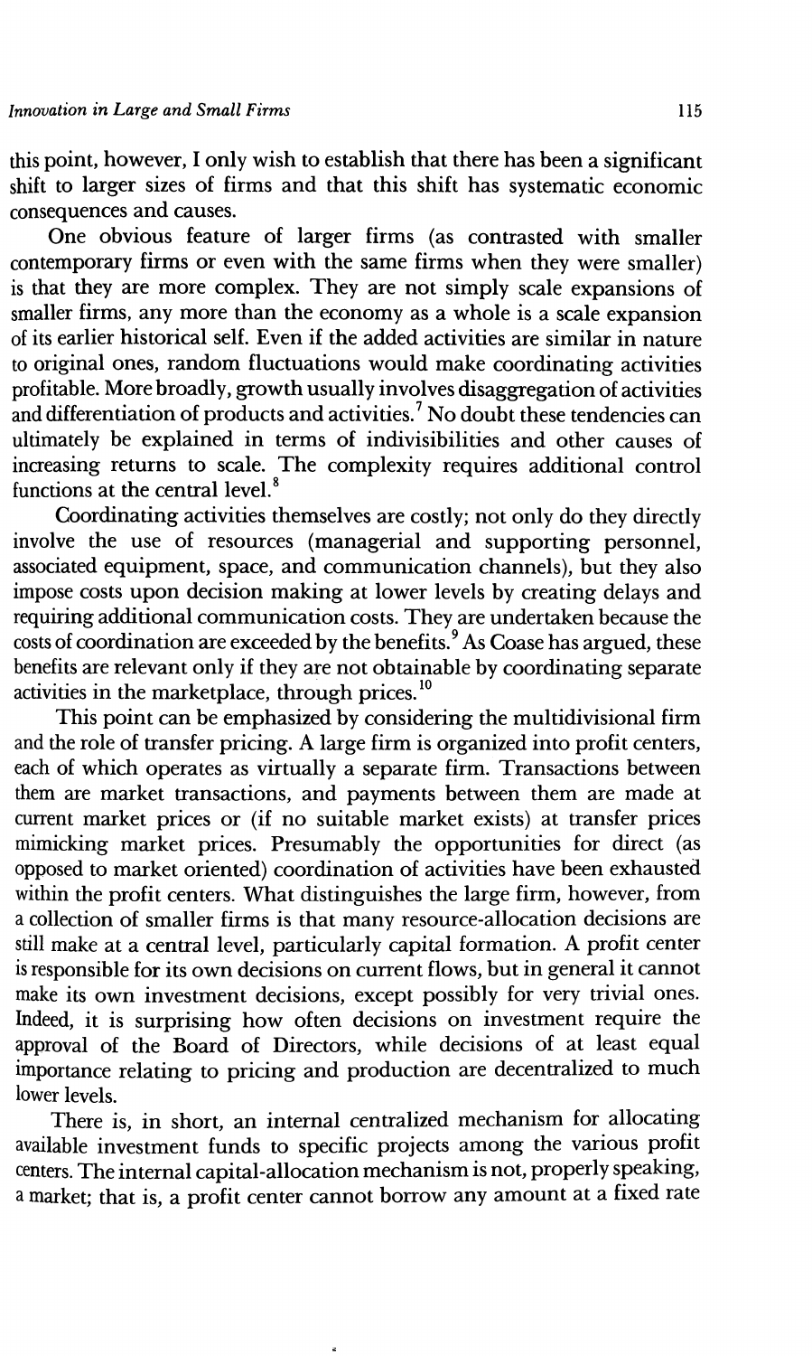this point, however, I only wish to establish that there has been a significant shift to larger sizes of firms and that this shift has systematic economic consequences and causes.

One obvious feature of larger firms (as contrasted with smaller contemporary firms or even with the same firms when they were smaller) is that they are more complex. They are not simply scale expansions of smaller firms, any more than the economy as a whole is a scale expansion of its earlier historical self. Even if the added activities are similar in nature to original ones, random fluctuations would make coordinating activities profitable. More broadly, growth usually involves disaggregation of activities and differentiation of products and activities.[7] No doubt these tendencies can ultimately be explained in terms of indivisibilities and other causes of increasing returns to scale. The complexity requires additional control functions at the central level.[8]

Coordinating activities themselves are costly; not only do they directly involve the use of resources (managerial and supporting personnel, associated equipment, space, and communication channels), but they also impose costs upon decision making at lower levels by creating delays and requiring additional communication costs. They are undertaken because the costs of coordination are exceeded by the benefits.[9] As Coase has argued, these benefits are relevant only if they are not obtainable by coordinating separate activities in the marketplace, through prices.[10]

This point can be emphasized by considering the multidivisional firm and the role of transfer pricing. A large firm is organized into profit centers, each of which operates as virtually a separate firm. Transactions between them are market transactions, and payments between them are made at current market prices or (if no suitable market exists) at transfer prices mimicking market prices. Presumably the opportunities for direct (as opposed to market oriented) coordination of activities have been exhausted within the profit centers. What distinguishes the large firm, however, from a collection of smaller firms is that many resource-allocation decisions are still make at a central level, particularly capital formation. A profit center is responsible for its own decisions on current flows, but in general it cannot make its own investment decisions, except possibly for very trivial ones. Indeed, it is surprising how often decisions on investment require the approval of the Board of Directors, while decisions of at least equal importance relating to pricing and production are decentralized to much lower levels.

There is, in short, an internal centralized mechanism for allocating available investment funds to specific projects among the various profit centers. The internal capital-allocation mechanism is not, properly speaking, a market; that is, a profit center cannot borrow any amount at a fixed rate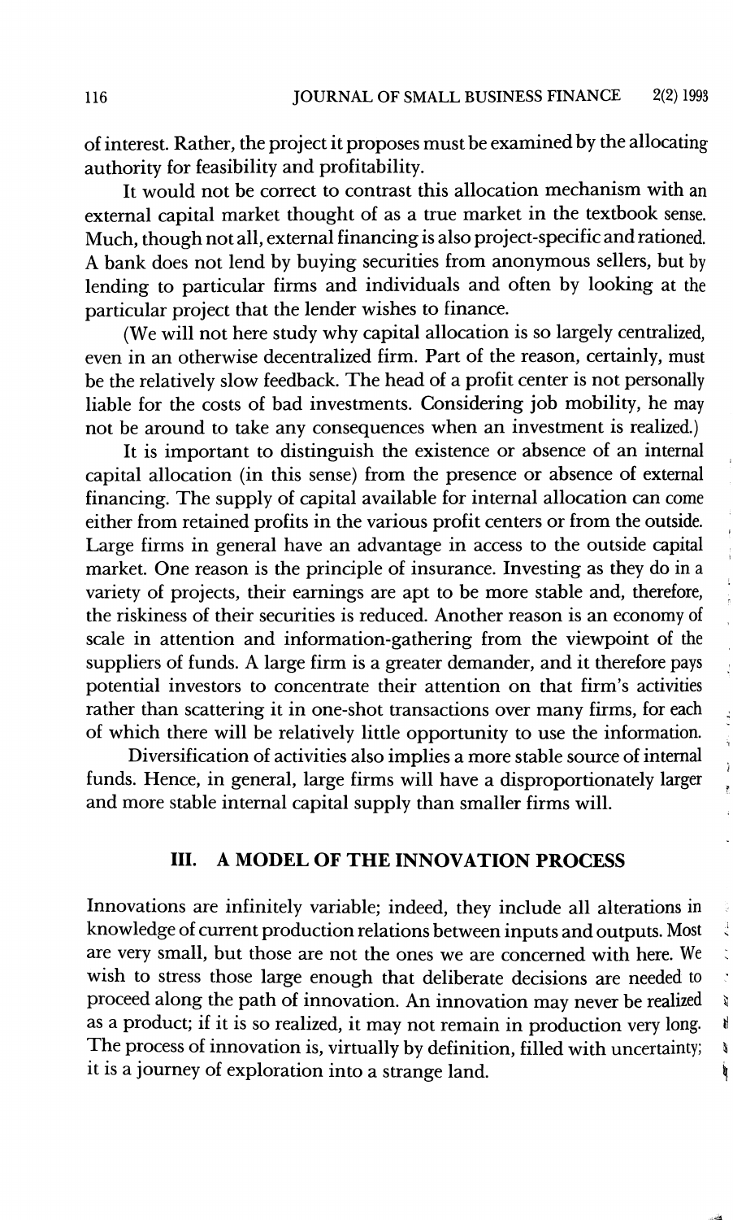of interest. Rather, the project it proposes must be examined by the allocating authority for feasibility and profitability.

It would not be correct to contrast this allocation mechanism with an external capital market thought of as a true market in the textbook sense. Much, though not all, external financing is also project-specific and rationed. A bank does not lend by buying securities from anonymous sellers, but by lending to particular firms and individuals and often by looking at the particular project that the lender wishes to finance.

(We will not here study why capital allocation is so largely centralized, even in an otherwise decentralized firm. Part of the reason, certainly, must be the relatively slow feedback. The head of a profit center is not personally liable for the costs of bad investments. Considering job mobility, he may not be around to take any consequences when an investment is realized.)

It is important to distinguish the existence or absence of an internal capital allocation (in this sense) from the presence or absence of external financing. The supply of capital available for internal allocation can come either from retained profits in the various profit centers or from the outside. Large firms in general have an advantage in access to the outside capital market. One reason is the principle of insurance. Investing as they do in a variety of projects, their earnings are apt to be more stable and, therefore, the riskiness of their securities is reduced. Another reason is an economy of scale in attention and information-gathering from the viewpoint of the suppliers of funds. A large firm is a greater demander, and it therefore pays potential investors to concentrate their attention on that firm's activities rather than scattering it in one-shot transactions over many firms, for each of which there will be relatively little opportunity to use the information.

Diversification of activities also implies a more stable source of internal funds. Hence, in general, large firms will have a disproportionately larger and more stable internal capital supply than smaller firms will.

## III. A MODEL OF THE INNOVATION PROCESS

Innovations are infinitely variable; indeed, they include all alterations in knowledge of current production relations between inputs and outputs. Most are very small, but those are not the ones we are concerned with here. We wish to stress those large enough that deliberate decisions are needed to proceed along the path of innovation. An innovation may never be realized as a product; if it is so realized, it may not remain in production very long. The process of innovation is, virtually by definition, filled with uncertainty; it is a journey of exploration into a strange land.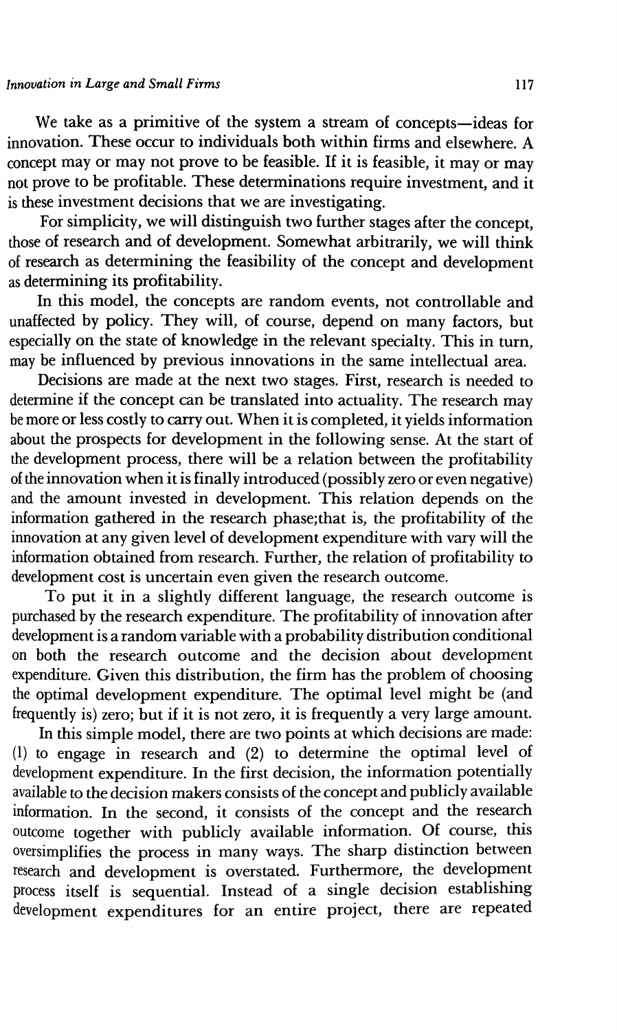We take as a primitive of the system a stream of concepts—ideas for innovation. These occur to individuals both within firms and elsewhere. A concept may or may not prove to be feasible. If it is feasible, it may or may not prove to be profitable. These determinations require investment, and it is these investment decisions that we are investigating.

For simplicity, we will distinguish two further stages after the concept, those of research and of development. Somewhat arbitrarily, we will think of research as determining the feasibility of the concept and development as determining its profitability.

In this model, the concepts are random events, not controllable and unaffected by policy. They will, of course, depend on many factors, but especially on the state of knowledge in the relevant specialty. This in turn, may be influenced by previous innovations in the same intellectual area.

Decisions are made at the next two stages. First, research is needed to determine if the concept can be translated into actuality. The research may be more or less costly to carry out. When it is completed, it yields information about the prospects for development in the following sense. At the start of the development process, there will be a relation between the profitability of the innovation when it is finally introduced (possibly zero or even negative) and the amount invested in development. This relation depends on the information gathered in the research phase;that is, the profitability of the innovation at any given level of development expenditure with vary will the information obtained from research. Further, the relation of profitability to development cost is uncertain even given the research outcome.

To put it in a slightly different language, the research outcome is purchased by the research expenditure. The profitability of innovation after development is a random variable with a probability distribution conditional on both the research outcome and the decision about development expenditure. Given this distribution, the firm has the problem of choosing the optimal development expenditure. The optimal level might be (and frequently is) zero; but if it is not zero, it is frequently a very large amount.

In this simple model, there are two points at which decisions are made: (1) to engage in research and (2) to determine the optimal level of development expenditure. In the first decision, the information potentially available to the decision makers consists of the concept and publicly available information. In the second, it consists of the concept and the research outcome together with publicly available information. Of course, this oversimplifies the process in many ways. The sharp distinction between research and development is overstated. Furthermore, the development process itself is sequential. Instead of a single decision establishing development expenditures for an entire project, there are repeated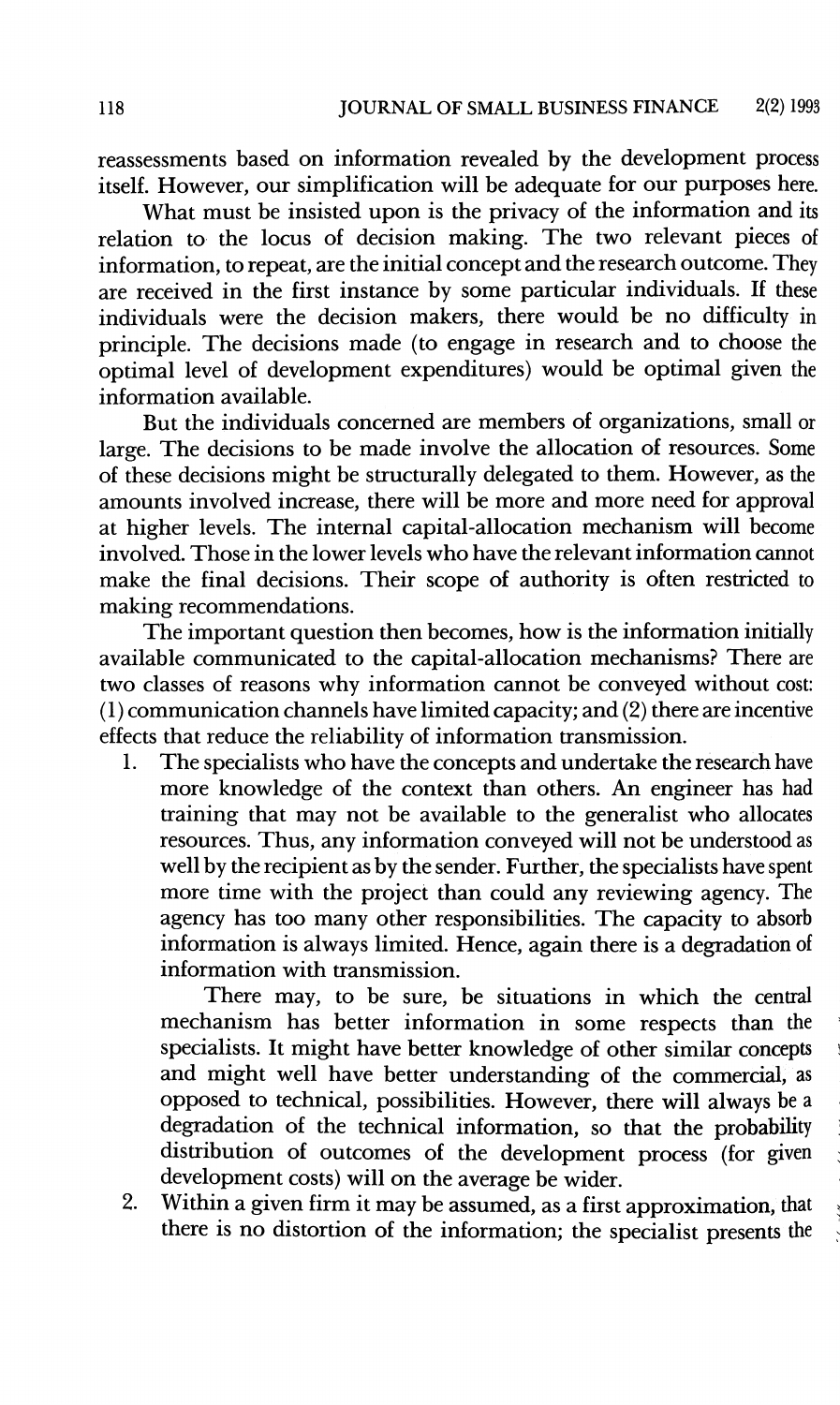reassessments based on information revealed by the development process itself. However, our simplification will be adequate for our purposes here.

What must be insisted upon is the privacy of the information and its relation to the locus of decision making. The two relevant pieces of information, to repeat, are the initial concept and the research outcome. They are received in the first instance by some particular individuals. If these individuals were the decision makers, there would be no difficulty in principle. The decisions made (to engage in research and to choose the optimal level of development expenditures) would be optimal given the information available.

But the individuals concerned are members of organizations, small or large. The decisions to be made involve the allocation of resources. Some of these decisions might be structurally delegated to them. However, as the amounts involved increase, there will be more and more need for approval at higher levels. The internal capital-allocation mechanism will become involved. Those in the lower levels who have the relevant information cannot make the final decisions. Their scope of authority is often restricted to making recommendations.

The important question then becomes, how is the information initially available communicated to the capital-allocation mechanisms? There are two classes of reasons why information cannot be conveyed without cost: (1) communication channels have limited capacity; and (2) there are incentive effects that reduce the reliability of information transmission.

1. The specialists who have the concepts and undertake the research have more knowledge of the context than others. An engineer has had training that may not be available to the generalist who allocates resources. Thus, any information conveyed will not be understood as well by the recipient as by the sender. Further, the specialists have spent more time with the project than could any reviewing agency. The agency has too many other responsibilities. The capacity to absorb information is always limited. Hence, again there is a degradation of information with transmission.

   There may, to be sure, be situations in which the central mechanism has better information in some respects than the specialists. It might have better knowledge of other similar concepts and might well have better understanding of the commercial, as opposed to technical, possibilities. However, there will always be a degradation of the technical information, so that the probability distribution of outcomes of the development process (for given development costs) will on the average be wider.

2. Within a given firm it may be assumed, as a first approximation, that there is no distortion of the information; the specialist presents the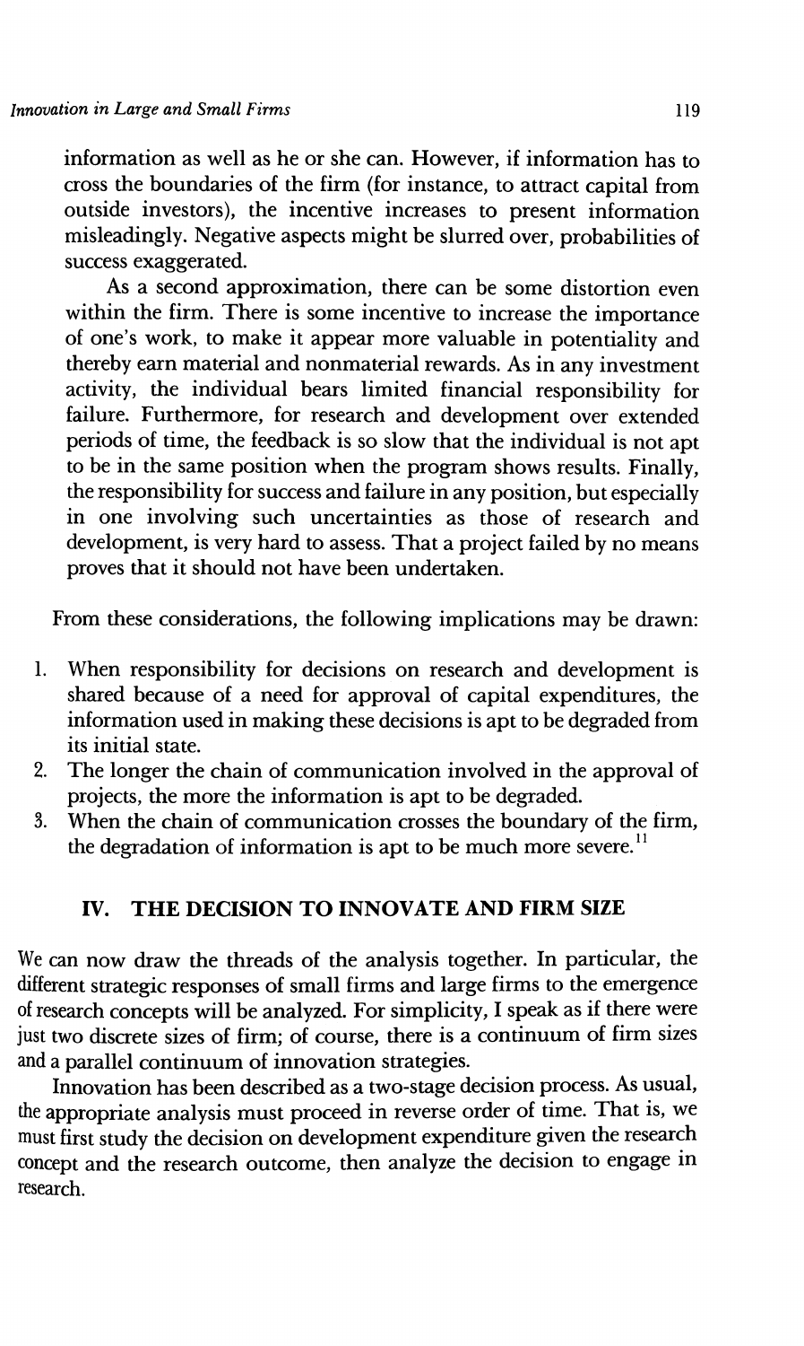information as well as he or she can. However, if information has to cross the boundaries of the firm (for instance, to attract capital from outside investors), the incentive increases to present information misleadingly. Negative aspects might be slurred over, probabilities of success exaggerated.

As a second approximation, there can be some distortion even within the firm. There is some incentive to increase the importance of one's work, to make it appear more valuable in potentiality and thereby earn material and nonmaterial rewards. As in any investment activity, the individual bears limited financial responsibility for failure. Furthermore, for research and development over extended periods of time, the feedback is so slow that the individual is not apt to be in the same position when the program shows results. Finally, the responsibility for success and failure in any position, but especially in one involving such uncertainties as those of research and development, is very hard to assess. That a project failed by no means proves that it should not have been undertaken.

From these considerations, the following implications may be drawn:

1. When responsibility for decisions on research and development is shared because of a need for approval of capital expenditures, the information used in making these decisions is apt to be degraded from its initial state.
2. The longer the chain of communication involved in the approval of projects, the more the information is apt to be degraded.
3. When the chain of communication crosses the boundary of the firm, the degradation of information is apt to be much more severe.[11]

## IV. THE DECISION TO INNOVATE AND FIRM SIZE

We can now draw the threads of the analysis together. In particular, the different strategic responses of small firms and large firms to the emergence of research concepts will be analyzed. For simplicity, I speak as if there were just two discrete sizes of firm; of course, there is a continuum of firm sizes and a parallel continuum of innovation strategies.

Innovation has been described as a two-stage decision process. As usual, the appropriate analysis must proceed in reverse order of time. That is, we must first study the decision on development expenditure given the research concept and the research outcome, then analyze the decision to engage in research.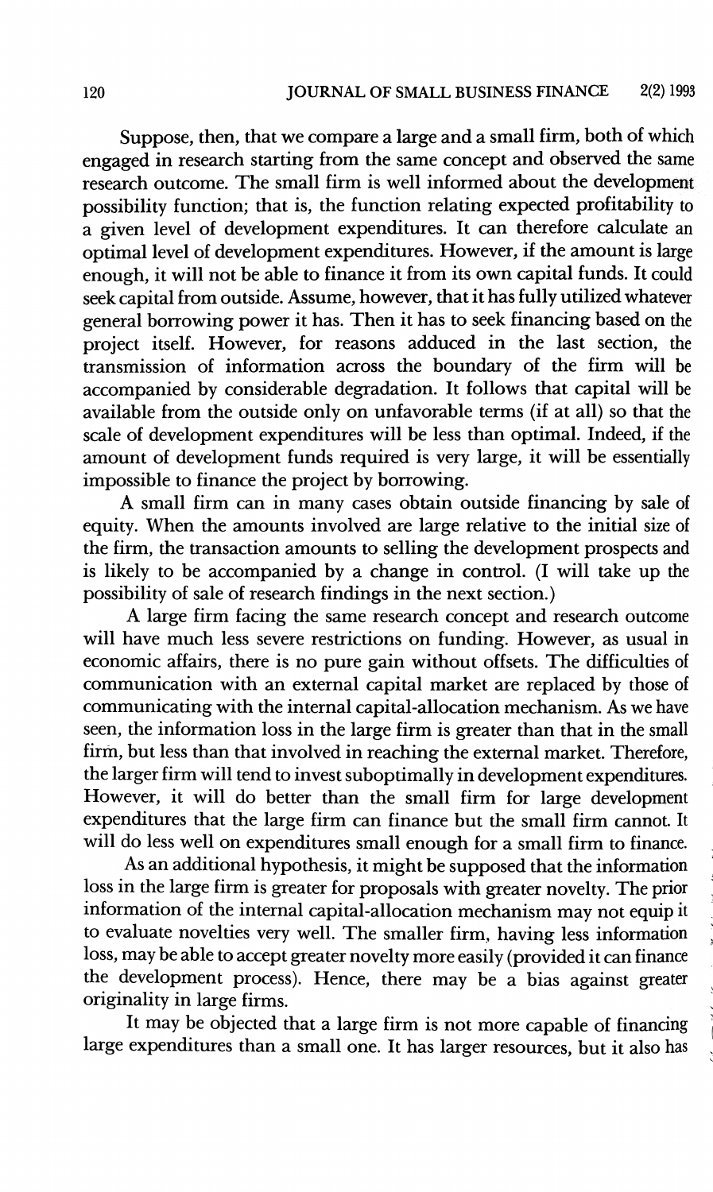Suppose, then, that we compare a large and a small firm, both of which engaged in research starting from the same concept and observed the same research outcome. The small firm is well informed about the development possibility function; that is, the function relating expected profitability to a given level of development expenditures. It can therefore calculate an optimal level of development expenditures. However, if the amount is large enough, it will not be able to finance it from its own capital funds. It could seek capital from outside. Assume, however, that it has fully utilized whatever general borrowing power it has. Then it has to seek financing based on the project itself. However, for reasons adduced in the last section, the transmission of information across the boundary of the firm will be accompanied by considerable degradation. It follows that capital will be available from the outside only on unfavorable terms (if at all) so that the scale of development expenditures will be less than optimal. Indeed, if the amount of development funds required is very large, it will be essentially impossible to finance the project by borrowing.

A small firm can in many cases obtain outside financing by sale of equity. When the amounts involved are large relative to the initial size of the firm, the transaction amounts to selling the development prospects and is likely to be accompanied by a change in control. (I will take up the possibility of sale of research findings in the next section.)

A large firm facing the same research concept and research outcome will have much less severe restrictions on funding. However, as usual in economic affairs, there is no pure gain without offsets. The difficulties of communication with an external capital market are replaced by those of communicating with the internal capital-allocation mechanism. As we have seen, the information loss in the large firm is greater than that in the small firm, but less than that involved in reaching the external market. Therefore, the larger firm will tend to invest suboptimally in development expenditures. However, it will do better than the small firm for large development expenditures that the large firm can finance but the small firm cannot. It will do less well on expenditures small enough for a small firm to finance.

As an additional hypothesis, it might be supposed that the information loss in the large firm is greater for proposals with greater novelty. The prior information of the internal capital-allocation mechanism may not equip it to evaluate novelties very well. The smaller firm, having less information loss, may be able to accept greater novelty more easily (provided it can finance the development process). Hence, there may be a bias against greater originality in large firms.

It may be objected that a large firm is not more capable of financing large expenditures than a small one. It has larger resources, but it also has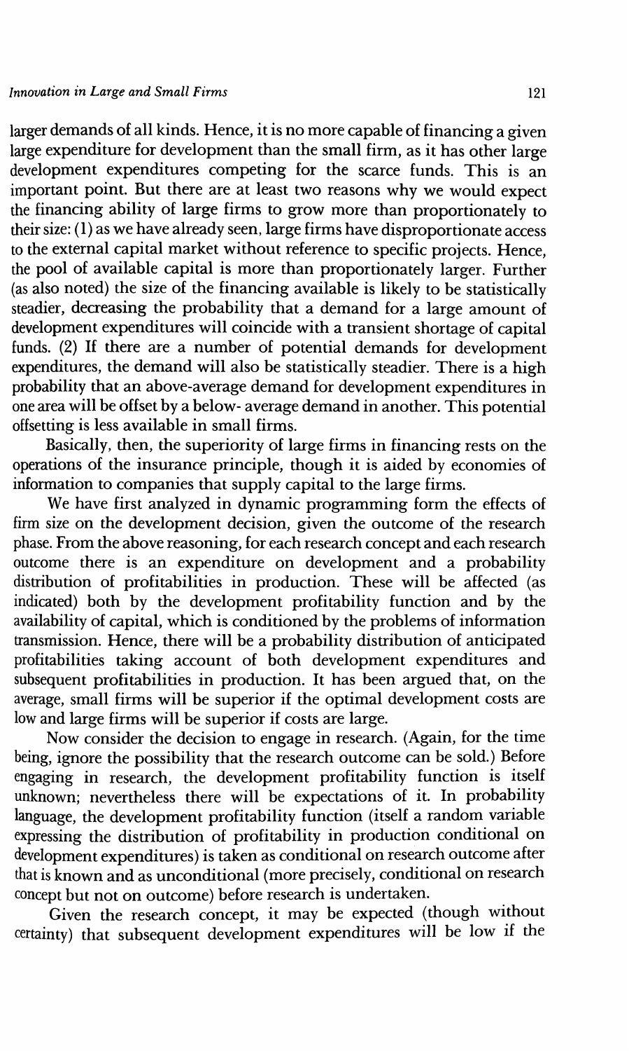larger demands of all kinds. Hence, it is no more capable of financing a given large expenditure for development than the small firm, as it has other large development expenditures competing for the scarce funds. This is an important point. But there are at least two reasons why we would expect the financing ability of large firms to grow more than proportionately to their size: (1) as we have already seen, large firms have disproportionate access to the external capital market without reference to specific projects. Hence, the pool of available capital is more than proportionately larger. Further (as also noted) the size of the financing available is likely to be statistically steadier, decreasing the probability that a demand for a large amount of development expenditures will coincide with a transient shortage of capital funds. (2) If there are a number of potential demands for development expenditures, the demand will also be statistically steadier. There is a high probability that an above-average demand for development expenditures in one area will be offset by a below- average demand in another. This potential offsetting is less available in small firms.

Basically, then, the superiority of large firms in financing rests on the operations of the insurance principle, though it is aided by economies of information to companies that supply capital to the large firms.

We have first analyzed in dynamic programming form the effects of firm size on the development decision, given the outcome of the research phase. From the above reasoning, for each research concept and each research outcome there is an expenditure on development and a probability distribution of profitabilities in production. These will be affected (as indicated) both by the development profitability function and by the availability of capital, which is conditioned by the problems of information transmission. Hence, there will be a probability distribution of anticipated profitabilities taking account of both development expenditures and subsequent profitabilities in production. It has been argued that, on the average, small firms will be superior if the optimal development costs are low and large firms will be superior if costs are large.

Now consider the decision to engage in research. (Again, for the time being, ignore the possibility that the research outcome can be sold.) Before engaging in research, the development profitability function is itself unknown; nevertheless there will be expectations of it. In probability language, the development profitability function (itself a random variable expressing the distribution of profitability in production conditional on development expenditures) is taken as conditional on research outcome after that is known and as unconditional (more precisely, conditional on research concept but not on outcome) before research is undertaken.

Given the research concept, it may be expected (though without certainty) that subsequent development expenditures will be low if the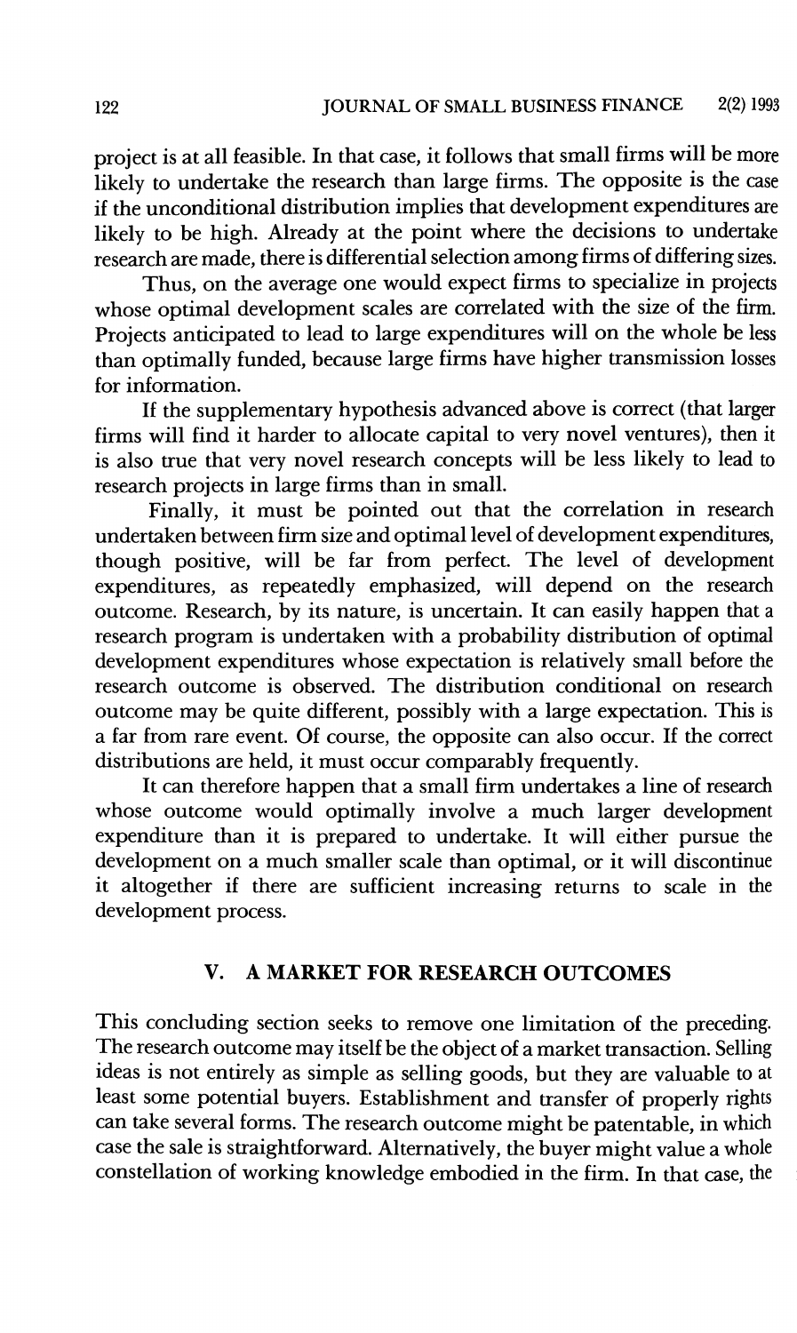project is at all feasible. In that case, it follows that small firms will be more likely to undertake the research than large firms. The opposite is the case if the unconditional distribution implies that development expenditures are likely to be high. Already at the point where the decisions to undertake research are made, there is differential selection among firms of differing sizes.

Thus, on the average one would expect firms to specialize in projects whose optimal development scales are correlated with the size of the firm. Projects anticipated to lead to large expenditures will on the whole be less than optimally funded, because large firms have higher transmission losses for information.

If the supplementary hypothesis advanced above is correct (that larger firms will find it harder to allocate capital to very novel ventures), then it is also true that very novel research concepts will be less likely to lead to research projects in large firms than in small.

Finally, it must be pointed out that the correlation in research undertaken between firm size and optimal level of development expenditures, though positive, will be far from perfect. The level of development expenditures, as repeatedly emphasized, will depend on the research outcome. Research, by its nature, is uncertain. It can easily happen that a research program is undertaken with a probability distribution of optimal development expenditures whose expectation is relatively small before the research outcome is observed. The distribution conditional on research outcome may be quite different, possibly with a large expectation. This is a far from rare event. Of course, the opposite can also occur. If the correct distributions are held, it must occur comparably frequently.

It can therefore happen that a small firm undertakes a line of research whose outcome would optimally involve a much larger development expenditure than it is prepared to undertake. It will either pursue the development on a much smaller scale than optimal, or it will discontinue it altogether if there are sufficient increasing returns to scale in the development process.

## V. A MARKET FOR RESEARCH OUTCOMES

This concluding section seeks to remove one limitation of the preceding. The research outcome may itself be the object of a market transaction. Selling ideas is not entirely as simple as selling goods, but they are valuable to at least some potential buyers. Establishment and transfer of properly rights can take several forms. The research outcome might be patentable, in which case the sale is straightforward. Alternatively, the buyer might value a whole constellation of working knowledge embodied in the firm. In that case, the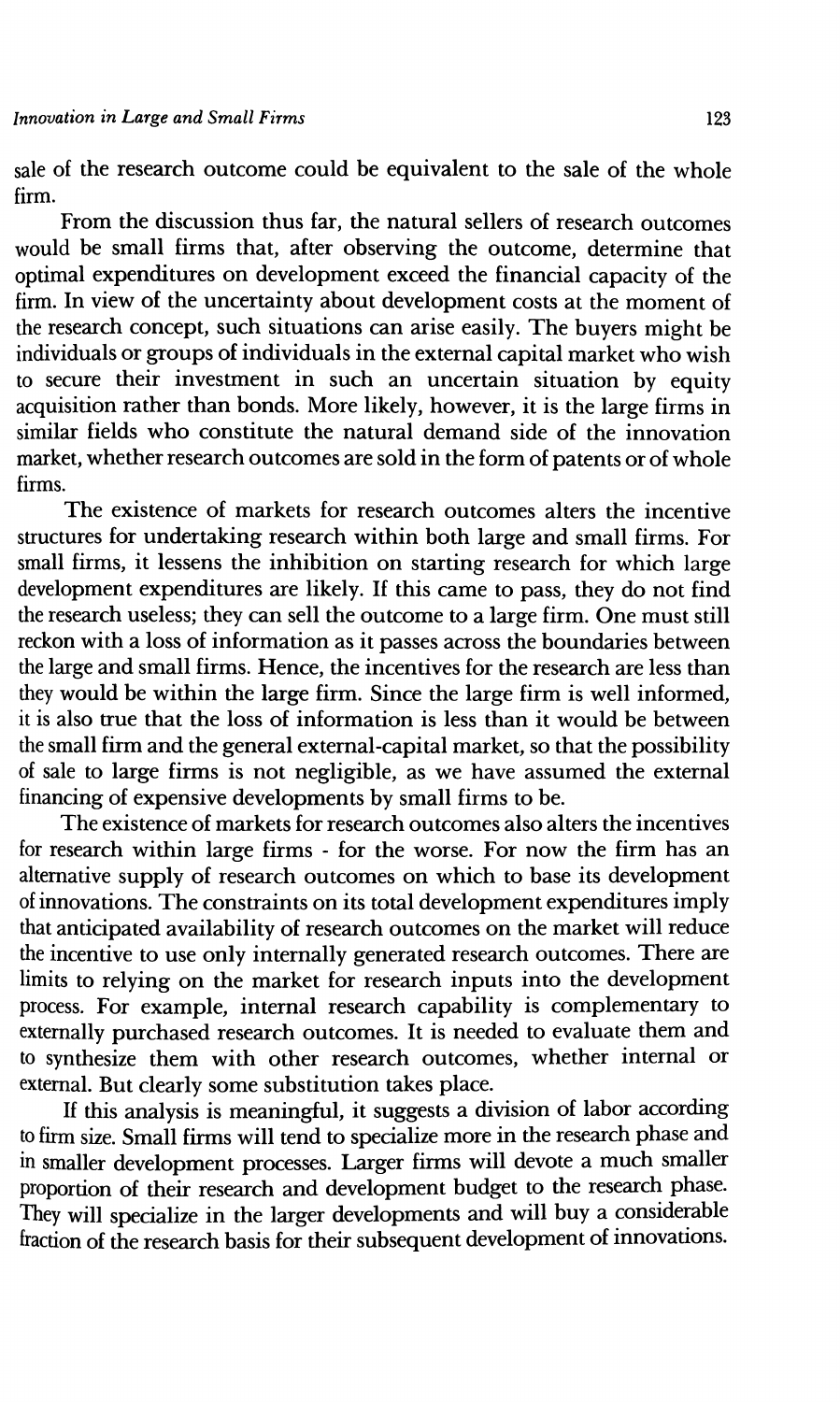sale of the research outcome could be equivalent to the sale of the whole firm.

From the discussion thus far, the natural sellers of research outcomes would be small firms that, after observing the outcome, determine that optimal expenditures on development exceed the financial capacity of the firm. In view of the uncertainty about development costs at the moment of the research concept, such situations can arise easily. The buyers might be individuals or groups of individuals in the external capital market who wish to secure their investment in such an uncertain situation by equity acquisition rather than bonds. More likely, however, it is the large firms in similar fields who constitute the natural demand side of the innovation market, whether research outcomes are sold in the form of patents or of whole firms.

The existence of markets for research outcomes alters the incentive structures for undertaking research within both large and small firms. For small firms, it lessens the inhibition on starting research for which large development expenditures are likely. If this came to pass, they do not find the research useless; they can sell the outcome to a large firm. One must still reckon with a loss of information as it passes across the boundaries between the large and small firms. Hence, the incentives for the research are less than they would be within the large firm. Since the large firm is well informed, it is also true that the loss of information is less than it would be between the small firm and the general external-capital market, so that the possibility of sale to large firms is not negligible, as we have assumed the external financing of expensive developments by small firms to be.

The existence of markets for research outcomes also alters the incentives for research within large firms - for the worse. For now the firm has an alternative supply of research outcomes on which to base its development of innovations. The constraints on its total development expenditures imply that anticipated availability of research outcomes on the market will reduce the incentive to use only internally generated research outcomes. There are limits to relying on the market for research inputs into the development process. For example, internal research capability is complementary to externally purchased research outcomes. It is needed to evaluate them and to synthesize them with other research outcomes, whether internal or external. But clearly some substitution takes place.

If this analysis is meaningful, it suggests a division of labor according to firm size. Small firms will tend to specialize more in the research phase and in smaller development processes. Larger firms will devote a much smaller proportion of their research and development budget to the research phase. They will specialize in the larger developments and will buy a considerable fraction of the research basis for their subsequent development of innovations.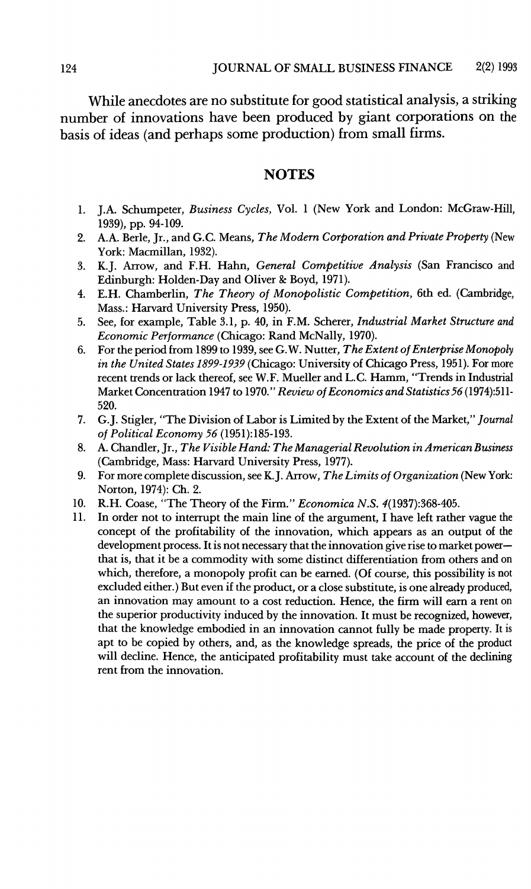While anecdotes are no substitute for good statistical analysis, a striking number of innovations have been produced by giant corporations on the basis of ideas (and perhaps some production) from small firms.

## NOTES

1. J.A. Schumpeter, *Business Cycles*, Vol. 1 (New York and London: McGraw-Hill, 1939), pp. 94-109.
2. A.A. Berle, Jr., and G.C. Means, *The Modern Corporation and Private Property* (New York: Macmillan, 1932).
3. K.J. Arrow, and F.H. Hahn, *General Competitive Analysis* (San Francisco and Edinburgh: Holden-Day and Oliver & Boyd, 1971).
4. E.H. Chamberlin, *The Theory of Monopolistic Competition*, 6th ed. (Cambridge, Mass.: Harvard University Press, 1950).
5. See, for example, Table 3.1, p. 40, in F.M. Scherer, *Industrial Market Structure and Economic Performance* (Chicago: Rand McNally, 1970).
6. For the period from 1899 to 1939, see G.W. Nutter, *The Extent of Enterprise Monopoly in the United States 1899-1939* (Chicago: University of Chicago Press, 1951). For more recent trends or lack thereof, see W.F. Mueller and L.C. Hamm, "Trends in Industrial Market Concentration 1947 to 1970." *Review of Economics and Statistics 56* (1974):511-520.
7. G.J. Stigler, "The Division of Labor is Limited by the Extent of the Market," *Journal of Political Economy 56* (1951):185-193.
8. A. Chandler, Jr., *The Visible Hand: The Managerial Revolution in American Business* (Cambridge, Mass: Harvard University Press, 1977).
9. For more complete discussion, see K.J. Arrow, *The Limits of Organization* (New York: Norton, 1974): Ch. 2.
10. R.H. Coase, "The Theory of the Firm." *Economica N.S. 4*(1937):368-405.
11. In order not to interrupt the main line of the argument, I have left rather vague the concept of the profitability of the innovation, which appears as an output of the development process. It is not necessary that the innovation give rise to market power—that is, that it be a commodity with some distinct differentiation from others and on which, therefore, a monopoly profit can be earned. (Of course, this possibility is not excluded either.) But even if the product, or a close substitute, is one already produced, an innovation may amount to a cost reduction. Hence, the firm will earn a rent on the superior productivity induced by the innovation. It must be recognized, however, that the knowledge embodied in an innovation cannot fully be made property. It is apt to be copied by others, and, as the knowledge spreads, the price of the product will decline. Hence, the anticipated profitability must take account of the declining rent from the innovation.